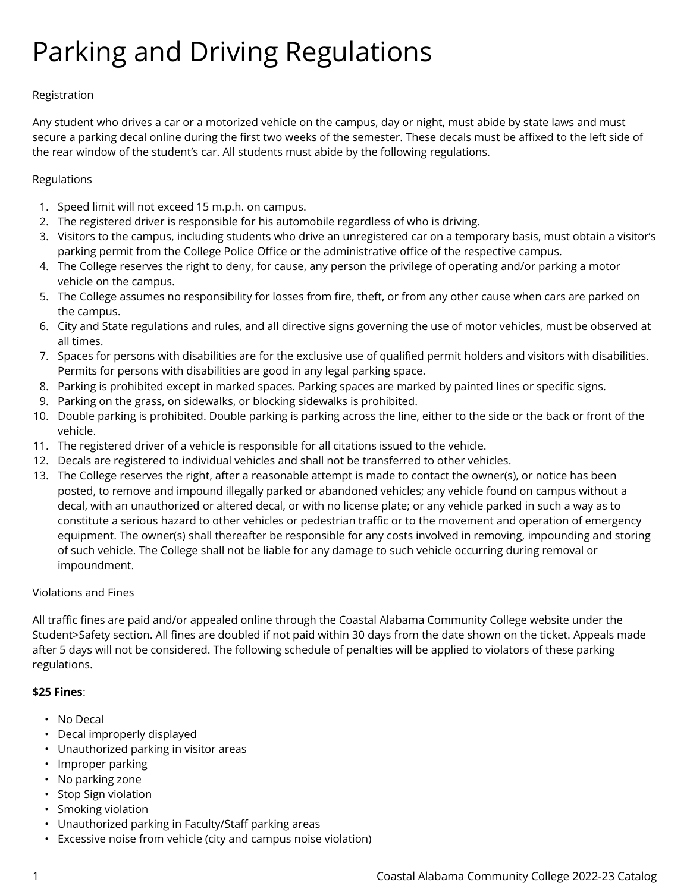# Parking and Driving Regulations

Registration

Any student who drives a car or a motorized vehicle on the campus, day or night, must abide by state laws and must secure a parking decal online during the first two weeks of the semester. These decals must be affixed to the left side of the rear window of the student's car. All students must abide by the following regulations.

Regulations

1. Speed limit will not exceed 15 m.p.h. on campus.
2. The registered driver is responsible for his automobile regardless of who is driving.
3. Visitors to the campus, including students who drive an unregistered car on a temporary basis, must obtain a visitor's parking permit from the College Police Office or the administrative office of the respective campus.
4. The College reserves the right to deny, for cause, any person the privilege of operating and/or parking a motor vehicle on the campus.
5. The College assumes no responsibility for losses from fire, theft, or from any other cause when cars are parked on the campus.
6. City and State regulations and rules, and all directive signs governing the use of motor vehicles, must be observed at all times.
7. Spaces for persons with disabilities are for the exclusive use of qualified permit holders and visitors with disabilities. Permits for persons with disabilities are good in any legal parking space.
8. Parking is prohibited except in marked spaces. Parking spaces are marked by painted lines or specific signs.
9. Parking on the grass, on sidewalks, or blocking sidewalks is prohibited.
10. Double parking is prohibited. Double parking is parking across the line, either to the side or the back or front of the vehicle.
11. The registered driver of a vehicle is responsible for all citations issued to the vehicle.
12. Decals are registered to individual vehicles and shall not be transferred to other vehicles.
13. The College reserves the right, after a reasonable attempt is made to contact the owner(s), or notice has been posted, to remove and impound illegally parked or abandoned vehicles; any vehicle found on campus without a decal, with an unauthorized or altered decal, or with no license plate; or any vehicle parked in such a way as to constitute a serious hazard to other vehicles or pedestrian traffic or to the movement and operation of emergency equipment. The owner(s) shall thereafter be responsible for any costs involved in removing, impounding and storing of such vehicle. The College shall not be liable for any damage to such vehicle occurring during removal or impoundment.

Violations and Fines

All traffic fines are paid and/or appealed online through the Coastal Alabama Community College website under the Student>Safety section. All fines are doubled if not paid within 30 days from the date shown on the ticket. Appeals made after 5 days will not be considered. The following schedule of penalties will be applied to violators of these parking regulations.

**$25 Fines**:

- No Decal
- Decal improperly displayed
- Unauthorized parking in visitor areas
- Improper parking
- No parking zone
- Stop Sign violation
- Smoking violation
- Unauthorized parking in Faculty/Staff parking areas
- Excessive noise from vehicle (city and campus noise violation)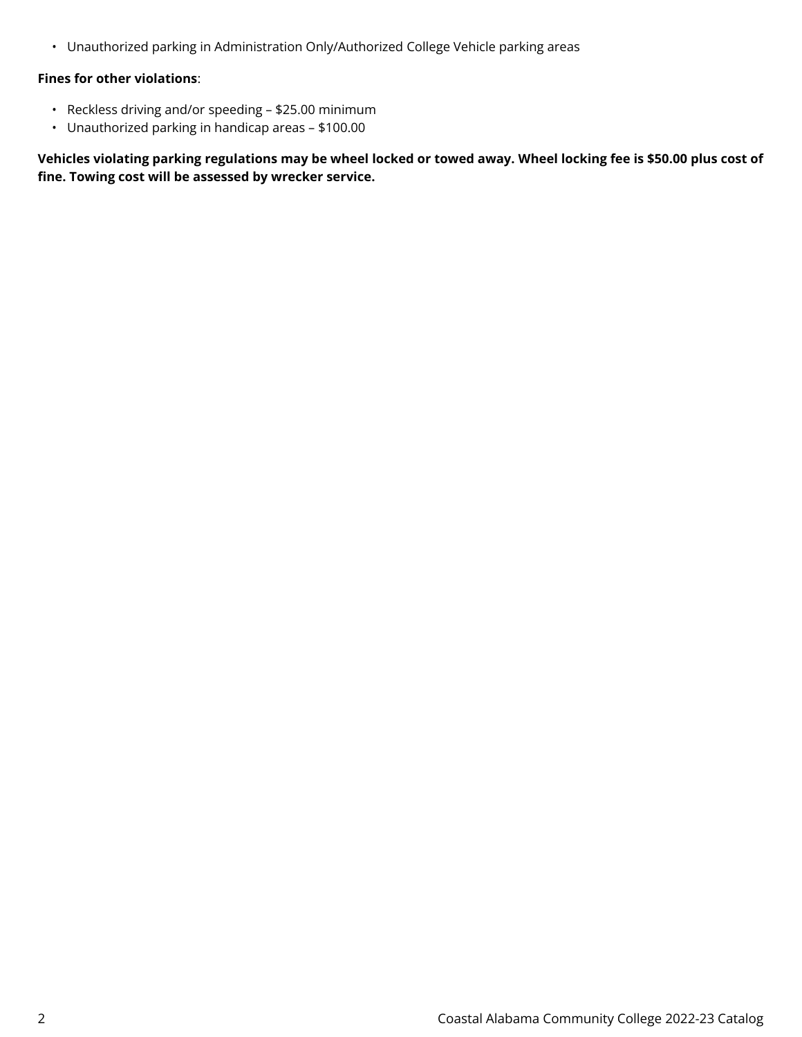- Unauthorized parking in Administration Only/Authorized College Vehicle parking areas

**Fines for other violations**:

- Reckless driving and/or speeding – $25.00 minimum
- Unauthorized parking in handicap areas – $100.00

**Vehicles violating parking regulations may be wheel locked or towed away. Wheel locking fee is $50.00 plus cost of fine. Towing cost will be assessed by wrecker service.**